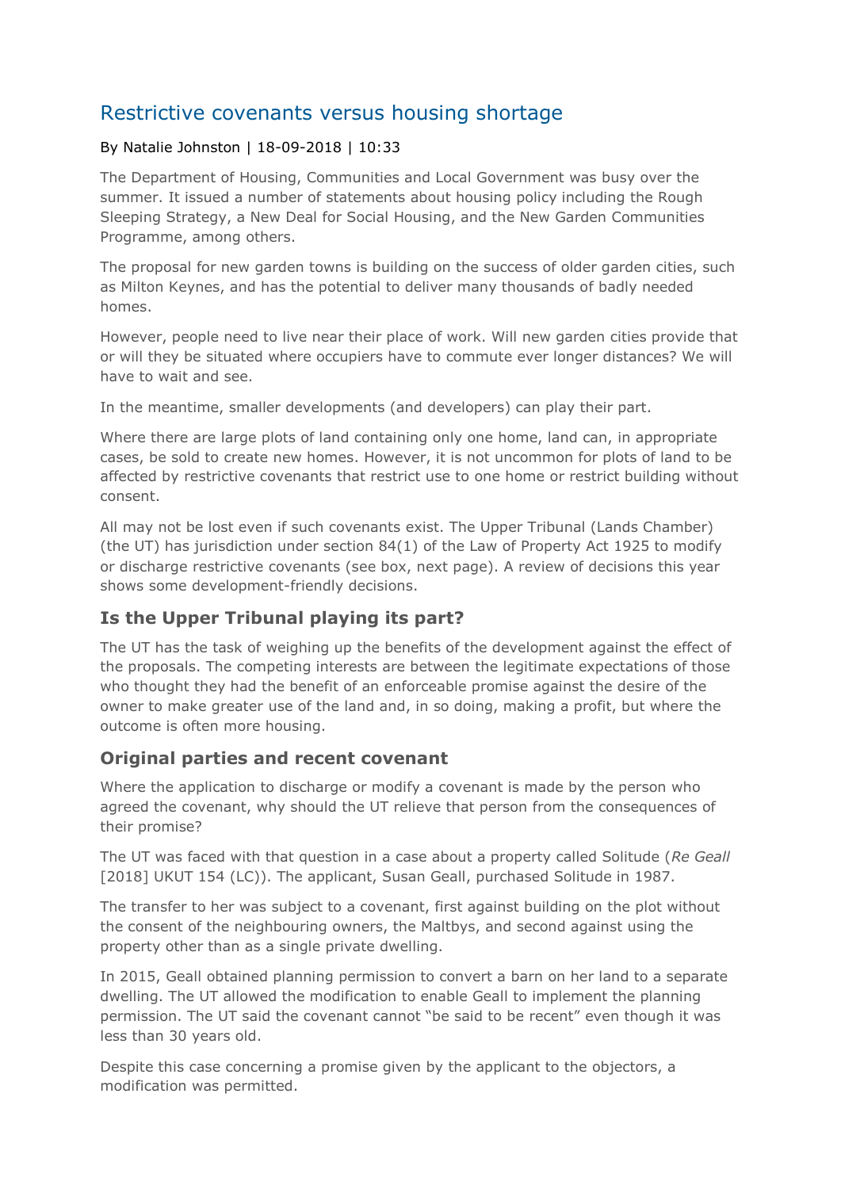# Restrictive covenants versus housing shortage

By Natalie Johnston | 18-09-2018 | 10:33

The Department of Housing, Communities and Local Government was busy over the summer. It issued a number of statements about housing policy including the Rough Sleeping Strategy, a New Deal for Social Housing, and the New Garden Communities Programme, among others.

The proposal for new garden towns is building on the success of older garden cities, such as Milton Keynes, and has the potential to deliver many thousands of badly needed homes.

However, people need to live near their place of work. Will new garden cities provide that or will they be situated where occupiers have to commute ever longer distances? We will have to wait and see.

In the meantime, smaller developments (and developers) can play their part.

Where there are large plots of land containing only one home, land can, in appropriate cases, be sold to create new homes. However, it is not uncommon for plots of land to be affected by restrictive covenants that restrict use to one home or restrict building without consent.

All may not be lost even if such covenants exist. The Upper Tribunal (Lands Chamber) (the UT) has jurisdiction under section 84(1) of the Law of Property Act 1925 to modify or discharge restrictive covenants (see box, next page). A review of decisions this year shows some development-friendly decisions.

## Is the Upper Tribunal playing its part?

The UT has the task of weighing up the benefits of the development against the effect of the proposals. The competing interests are between the legitimate expectations of those who thought they had the benefit of an enforceable promise against the desire of the owner to make greater use of the land and, in so doing, making a profit, but where the outcome is often more housing.

## Original parties and recent covenant

Where the application to discharge or modify a covenant is made by the person who agreed the covenant, why should the UT relieve that person from the consequences of their promise?

The UT was faced with that question in a case about a property called Solitude (*Re Geall* [2018] UKUT 154 (LC)). The applicant, Susan Geall, purchased Solitude in 1987.

The transfer to her was subject to a covenant, first against building on the plot without the consent of the neighbouring owners, the Maltbys, and second against using the property other than as a single private dwelling.

In 2015, Geall obtained planning permission to convert a barn on her land to a separate dwelling. The UT allowed the modification to enable Geall to implement the planning permission. The UT said the covenant cannot "be said to be recent" even though it was less than 30 years old.

Despite this case concerning a promise given by the applicant to the objectors, a modification was permitted.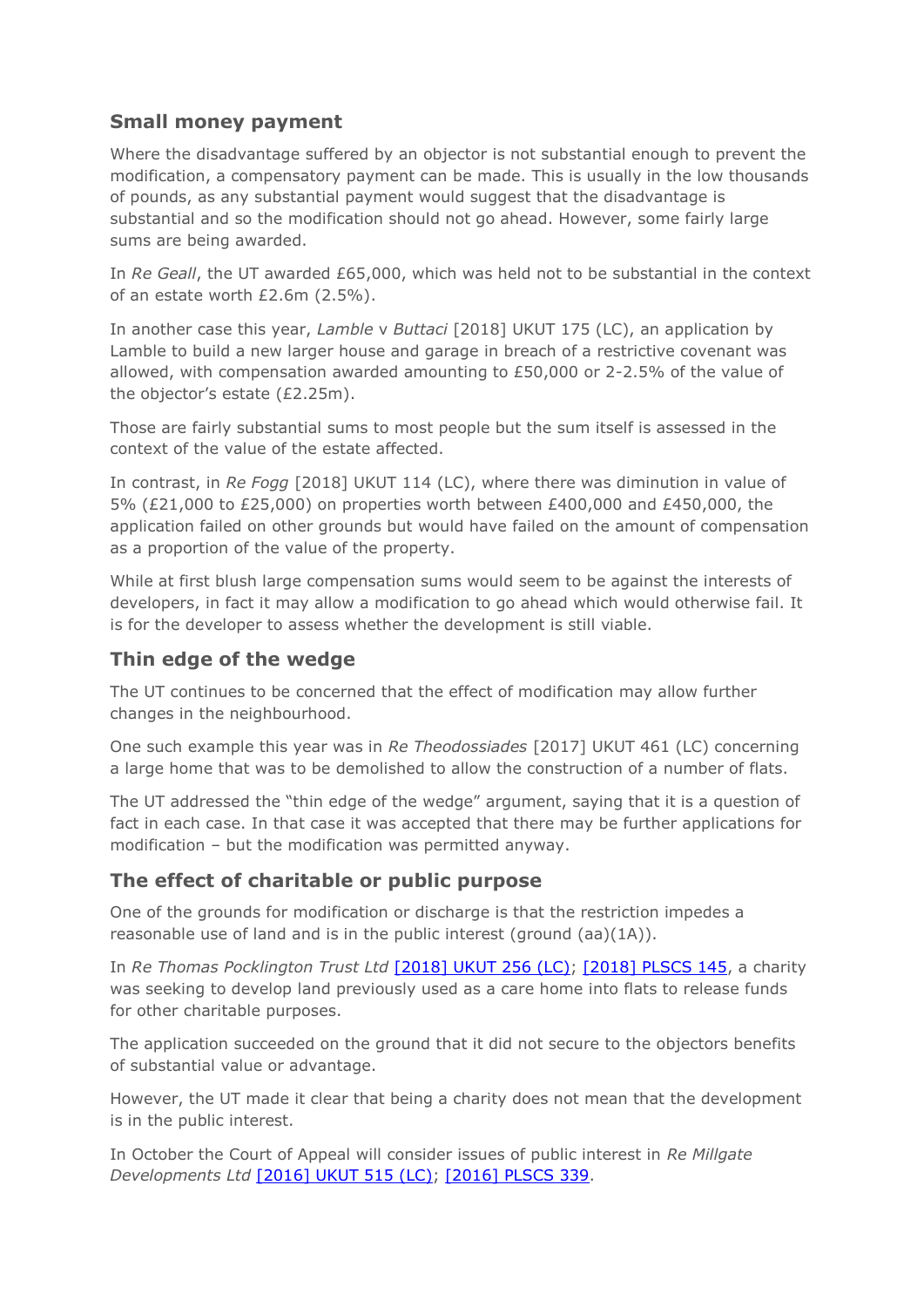## Small money payment

Where the disadvantage suffered by an objector is not substantial enough to prevent the modification, a compensatory payment can be made. This is usually in the low thousands of pounds, as any substantial payment would suggest that the disadvantage is substantial and so the modification should not go ahead. However, some fairly large sums are being awarded.

In *Re Geall*, the UT awarded £65,000, which was held not to be substantial in the context of an estate worth £2.6m (2.5%).

In another case this year, *Lamble* v *Buttaci* [2018] UKUT 175 (LC), an application by Lamble to build a new larger house and garage in breach of a restrictive covenant was allowed, with compensation awarded amounting to £50,000 or 2-2.5% of the value of the objector's estate (£2.25m).

Those are fairly substantial sums to most people but the sum itself is assessed in the context of the value of the estate affected.

In contrast, in *Re Fogg* [2018] UKUT 114 (LC), where there was diminution in value of 5% (£21,000 to £25,000) on properties worth between £400,000 and £450,000, the application failed on other grounds but would have failed on the amount of compensation as a proportion of the value of the property.

While at first blush large compensation sums would seem to be against the interests of developers, in fact it may allow a modification to go ahead which would otherwise fail. It is for the developer to assess whether the development is still viable.

## Thin edge of the wedge

The UT continues to be concerned that the effect of modification may allow further changes in the neighbourhood.

One such example this year was in *Re Theodossiades* [2017] UKUT 461 (LC) concerning a large home that was to be demolished to allow the construction of a number of flats.

The UT addressed the "thin edge of the wedge" argument, saying that it is a question of fact in each case. In that case it was accepted that there may be further applications for modification – but the modification was permitted anyway.

## The effect of charitable or public purpose

One of the grounds for modification or discharge is that the restriction impedes a reasonable use of land and is in the public interest (ground (aa)(1A)).

In *Re Thomas Pocklington Trust Ltd* [2018] UKUT 256 (LC); [2018] PLSCS 145, a charity was seeking to develop land previously used as a care home into flats to release funds for other charitable purposes.

The application succeeded on the ground that it did not secure to the objectors benefits of substantial value or advantage.

However, the UT made it clear that being a charity does not mean that the development is in the public interest.

In October the Court of Appeal will consider issues of public interest in *Re Millgate Developments Ltd* [2016] UKUT 515 (LC); [2016] PLSCS 339.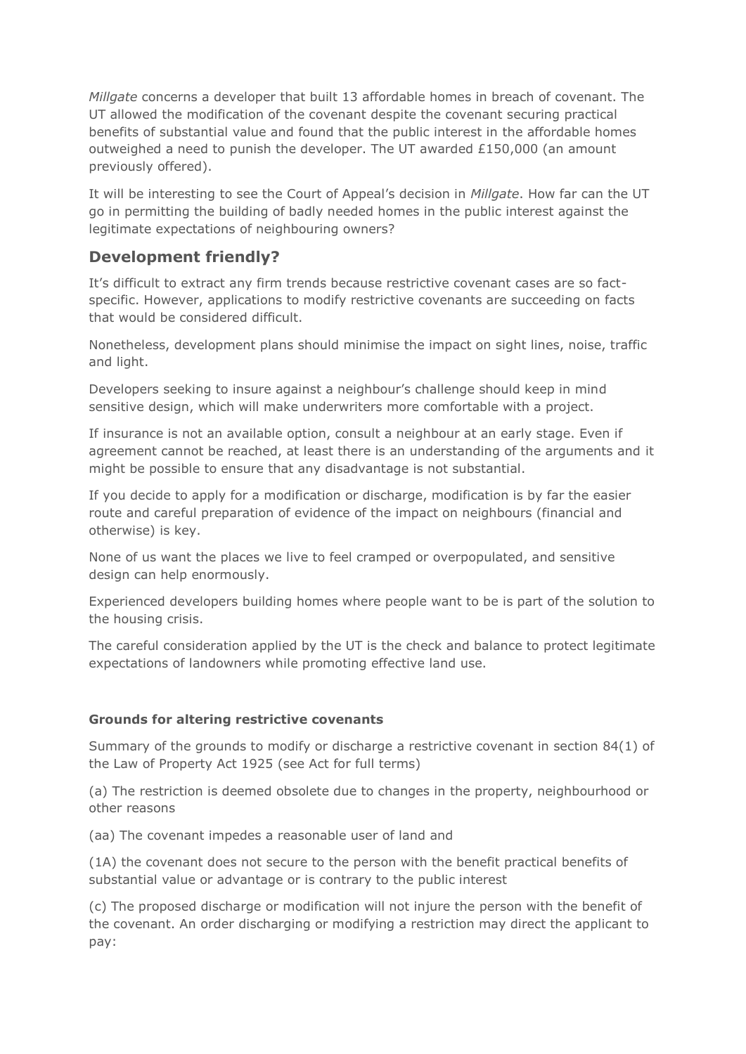*Millgate* concerns a developer that built 13 affordable homes in breach of covenant. The UT allowed the modification of the covenant despite the covenant securing practical benefits of substantial value and found that the public interest in the affordable homes outweighed a need to punish the developer. The UT awarded £150,000 (an amount previously offered).

It will be interesting to see the Court of Appeal's decision in *Millgate*. How far can the UT go in permitting the building of badly needed homes in the public interest against the legitimate expectations of neighbouring owners?

## Development friendly?

It's difficult to extract any firm trends because restrictive covenant cases are so fact-specific. However, applications to modify restrictive covenants are succeeding on facts that would be considered difficult.

Nonetheless, development plans should minimise the impact on sight lines, noise, traffic and light.

Developers seeking to insure against a neighbour's challenge should keep in mind sensitive design, which will make underwriters more comfortable with a project.

If insurance is not an available option, consult a neighbour at an early stage. Even if agreement cannot be reached, at least there is an understanding of the arguments and it might be possible to ensure that any disadvantage is not substantial.

If you decide to apply for a modification or discharge, modification is by far the easier route and careful preparation of evidence of the impact on neighbours (financial and otherwise) is key.

None of us want the places we live to feel cramped or overpopulated, and sensitive design can help enormously.

Experienced developers building homes where people want to be is part of the solution to the housing crisis.

The careful consideration applied by the UT is the check and balance to protect legitimate expectations of landowners while promoting effective land use.

**Grounds for altering restrictive covenants**

Summary of the grounds to modify or discharge a restrictive covenant in section 84(1) of the Law of Property Act 1925 (see Act for full terms)

(a) The restriction is deemed obsolete due to changes in the property, neighbourhood or other reasons

(aa) The covenant impedes a reasonable user of land and

(1A) the covenant does not secure to the person with the benefit practical benefits of substantial value or advantage or is contrary to the public interest

(c) The proposed discharge or modification will not injure the person with the benefit of the covenant. An order discharging or modifying a restriction may direct the applicant to pay: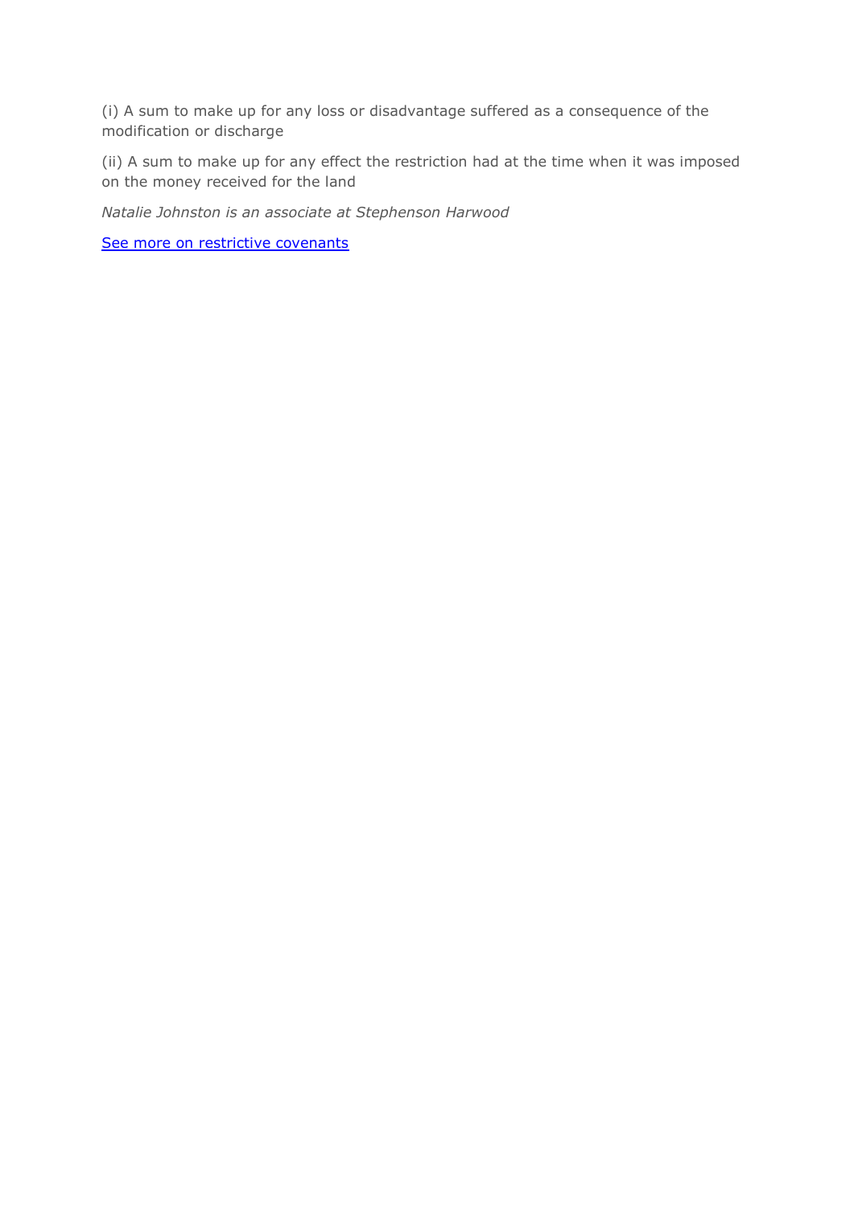(i) A sum to make up for any loss or disadvantage suffered as a consequence of the modification or discharge

(ii) A sum to make up for any effect the restriction had at the time when it was imposed on the money received for the land

*Natalie Johnston is an associate at Stephenson Harwood*

See more on restrictive covenants